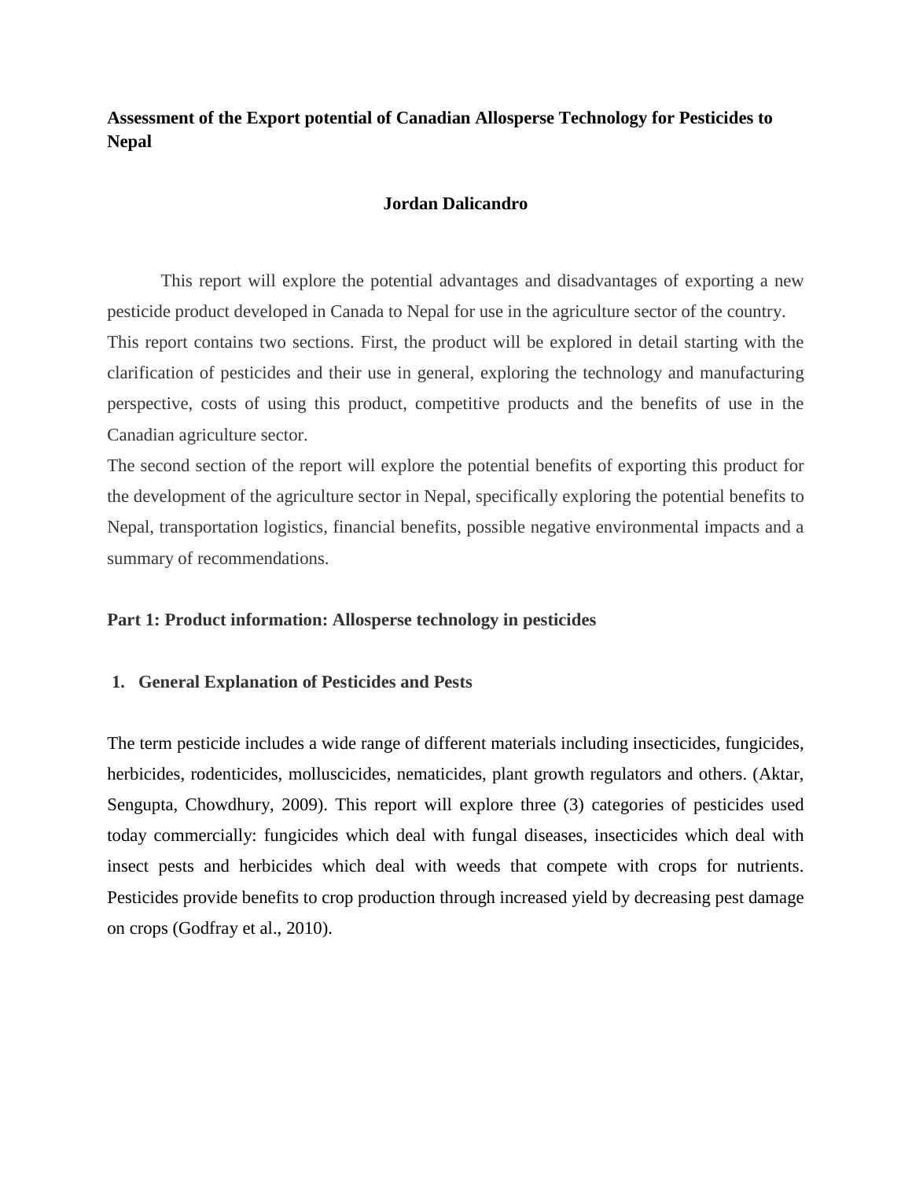# Assessment of the Export potential of Canadian Allosperse Technology for Pesticides to Nepal

**Jordan Dalicandro**

This report will explore the potential advantages and disadvantages of exporting a new pesticide product developed in Canada to Nepal for use in the agriculture sector of the country.

This report contains two sections. First, the product will be explored in detail starting with the clarification of pesticides and their use in general, exploring the technology and manufacturing perspective, costs of using this product, competitive products and the benefits of use in the Canadian agriculture sector.

The second section of the report will explore the potential benefits of exporting this product for the development of the agriculture sector in Nepal, specifically exploring the potential benefits to Nepal, transportation logistics, financial benefits, possible negative environmental impacts and a summary of recommendations.

## Part 1: Product information: Allosperse technology in pesticides

### 1. General Explanation of Pesticides and Pests

The term pesticide includes a wide range of different materials including insecticides, fungicides, herbicides, rodenticides, molluscicides, nematicides, plant growth regulators and others. (Aktar, Sengupta, Chowdhury, 2009). This report will explore three (3) categories of pesticides used today commercially: fungicides which deal with fungal diseases, insecticides which deal with insect pests and herbicides which deal with weeds that compete with crops for nutrients. Pesticides provide benefits to crop production through increased yield by decreasing pest damage on crops (Godfray et al., 2010).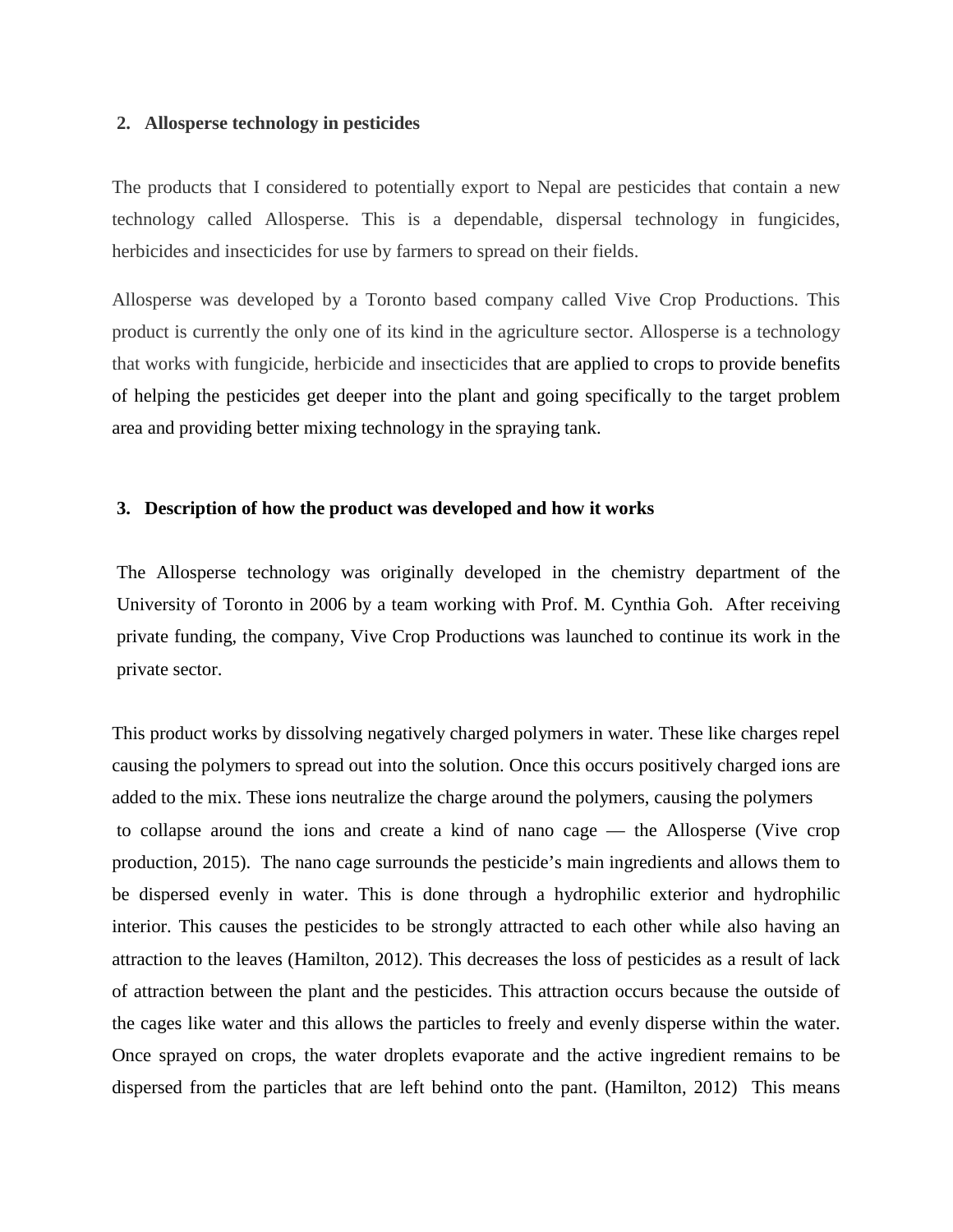## 2. Allosperse technology in pesticides

The products that I considered to potentially export to Nepal are pesticides that contain a new technology called Allosperse. This is a dependable, dispersal technology in fungicides, herbicides and insecticides for use by farmers to spread on their fields.

Allosperse was developed by a Toronto based company called Vive Crop Productions. This product is currently the only one of its kind in the agriculture sector. Allosperse is a technology that works with fungicide, herbicide and insecticides that are applied to crops to provide benefits of helping the pesticides get deeper into the plant and going specifically to the target problem area and providing better mixing technology in the spraying tank.

## 3. Description of how the product was developed and how it works

The Allosperse technology was originally developed in the chemistry department of the University of Toronto in 2006 by a team working with Prof. M. Cynthia Goh. After receiving private funding, the company, Vive Crop Productions was launched to continue its work in the private sector.

This product works by dissolving negatively charged polymers in water. These like charges repel causing the polymers to spread out into the solution. Once this occurs positively charged ions are added to the mix. These ions neutralize the charge around the polymers, causing the polymers to collapse around the ions and create a kind of nano cage — the Allosperse (Vive crop production, 2015). The nano cage surrounds the pesticide's main ingredients and allows them to be dispersed evenly in water. This is done through a hydrophilic exterior and hydrophilic interior. This causes the pesticides to be strongly attracted to each other while also having an attraction to the leaves (Hamilton, 2012). This decreases the loss of pesticides as a result of lack of attraction between the plant and the pesticides. This attraction occurs because the outside of the cages like water and this allows the particles to freely and evenly disperse within the water. Once sprayed on crops, the water droplets evaporate and the active ingredient remains to be dispersed from the particles that are left behind onto the pant. (Hamilton, 2012) This means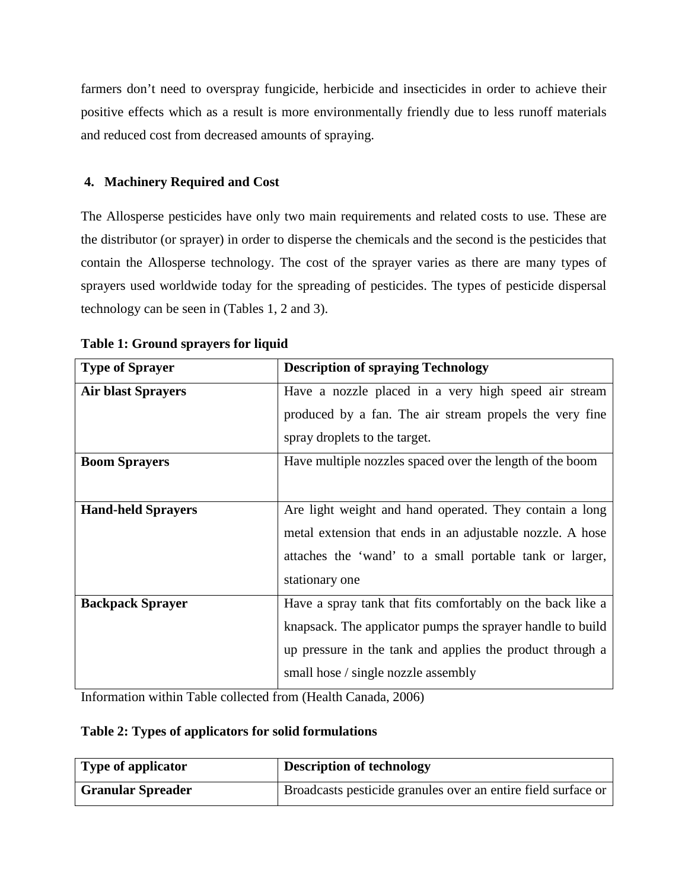farmers don't need to overspray fungicide, herbicide and insecticides in order to achieve their positive effects which as a result is more environmentally friendly due to less runoff materials and reduced cost from decreased amounts of spraying.

## 4. Machinery Required and Cost

The Allosperse pesticides have only two main requirements and related costs to use. These are the distributor (or sprayer) in order to disperse the chemicals and the second is the pesticides that contain the Allosperse technology. The cost of the sprayer varies as there are many types of sprayers used worldwide today for the spreading of pesticides. The types of pesticide dispersal technology can be seen in (Tables 1, 2 and 3).

**Table 1: Ground sprayers for liquid**

| Type of Sprayer | Description of spraying Technology |
| --- | --- |
| **Air blast Sprayers** | Have a nozzle placed in a very high speed air stream produced by a fan. The air stream propels the very fine spray droplets to the target. |
| **Boom Sprayers** | Have multiple nozzles spaced over the length of the boom |
| **Hand-held Sprayers** | Are light weight and hand operated. They contain a long metal extension that ends in an adjustable nozzle. A hose attaches the 'wand' to a small portable tank or larger, stationary one |
| **Backpack Sprayer** | Have a spray tank that fits comfortably on the back like a knapsack. The applicator pumps the sprayer handle to build up pressure in the tank and applies the product through a small hose / single nozzle assembly |

Information within Table collected from (Health Canada, 2006)

**Table 2: Types of applicators for solid formulations**

| Type of applicator | Description of technology |
| --- | --- |
| **Granular Spreader** | Broadcasts pesticide granules over an entire field surface or |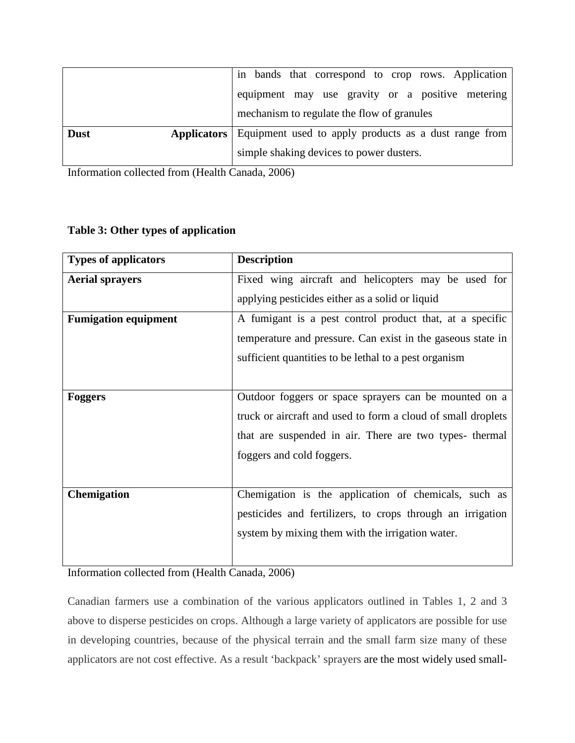|  |  |
| --- | --- |
|  | in bands that correspond to crop rows. Application equipment may use gravity or a positive metering mechanism to regulate the flow of granules |
| **Dust Applicators** | Equipment used to apply products as a dust range from simple shaking devices to power dusters. |

Information collected from (Health Canada, 2006)

**Table 3: Other types of application**

| **Types of applicators** | **Description** |
| --- | --- |
| **Aerial sprayers** | Fixed wing aircraft and helicopters may be used for applying pesticides either as a solid or liquid |
| **Fumigation equipment** | A fumigant is a pest control product that, at a specific temperature and pressure. Can exist in the gaseous state in sufficient quantities to be lethal to a pest organism |
| **Foggers** | Outdoor foggers or space sprayers can be mounted on a truck or aircraft and used to form a cloud of small droplets that are suspended in air. There are two types- thermal foggers and cold foggers. |
| **Chemigation** | Chemigation is the application of chemicals, such as pesticides and fertilizers, to crops through an irrigation system by mixing them with the irrigation water. |

Information collected from (Health Canada, 2006)

Canadian farmers use a combination of the various applicators outlined in Tables 1, 2 and 3 above to disperse pesticides on crops. Although a large variety of applicators are possible for use in developing countries, because of the physical terrain and the small farm size many of these applicators are not cost effective. As a result 'backpack' sprayers are the most widely used small-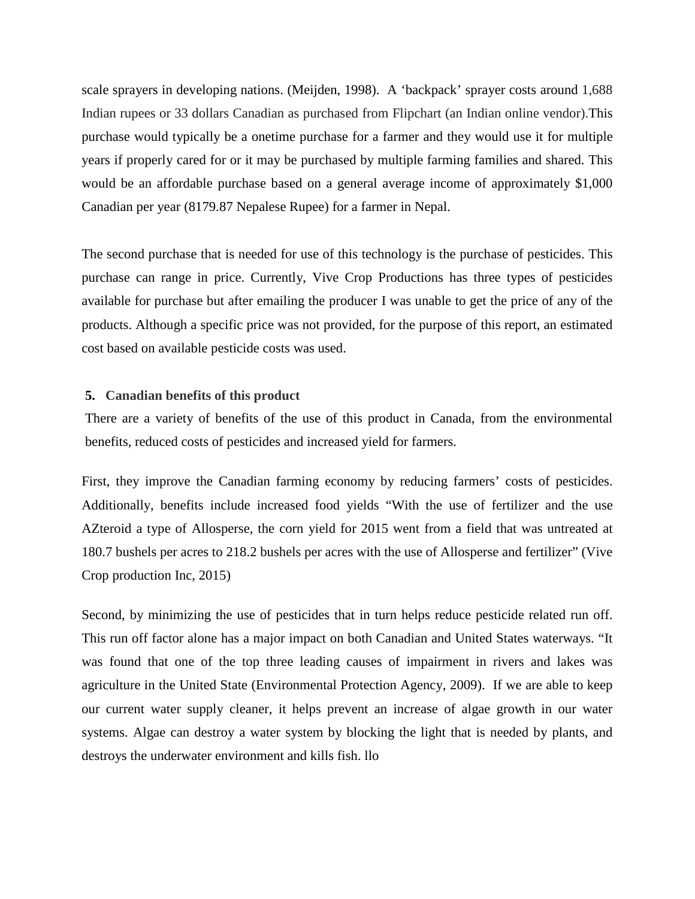scale sprayers in developing nations. (Meijden, 1998). A 'backpack' sprayer costs around 1,688 Indian rupees or 33 dollars Canadian as purchased from Flipchart (an Indian online vendor).This purchase would typically be a onetime purchase for a farmer and they would use it for multiple years if properly cared for or it may be purchased by multiple farming families and shared. This would be an affordable purchase based on a general average income of approximately $1,000 Canadian per year (8179.87 Nepalese Rupee) for a farmer in Nepal.

The second purchase that is needed for use of this technology is the purchase of pesticides. This purchase can range in price. Currently, Vive Crop Productions has three types of pesticides available for purchase but after emailing the producer I was unable to get the price of any of the products. Although a specific price was not provided, for the purpose of this report, an estimated cost based on available pesticide costs was used.

## 5. Canadian benefits of this product

There are a variety of benefits of the use of this product in Canada, from the environmental benefits, reduced costs of pesticides and increased yield for farmers.

First, they improve the Canadian farming economy by reducing farmers' costs of pesticides. Additionally, benefits include increased food yields "With the use of fertilizer and the use AZteroid a type of Allosperse, the corn yield for 2015 went from a field that was untreated at 180.7 bushels per acres to 218.2 bushels per acres with the use of Allosperse and fertilizer" (Vive Crop production Inc, 2015)

Second, by minimizing the use of pesticides that in turn helps reduce pesticide related run off. This run off factor alone has a major impact on both Canadian and United States waterways. "It was found that one of the top three leading causes of impairment in rivers and lakes was agriculture in the United State (Environmental Protection Agency, 2009). If we are able to keep our current water supply cleaner, it helps prevent an increase of algae growth in our water systems. Algae can destroy a water system by blocking the light that is needed by plants, and destroys the underwater environment and kills fish. llo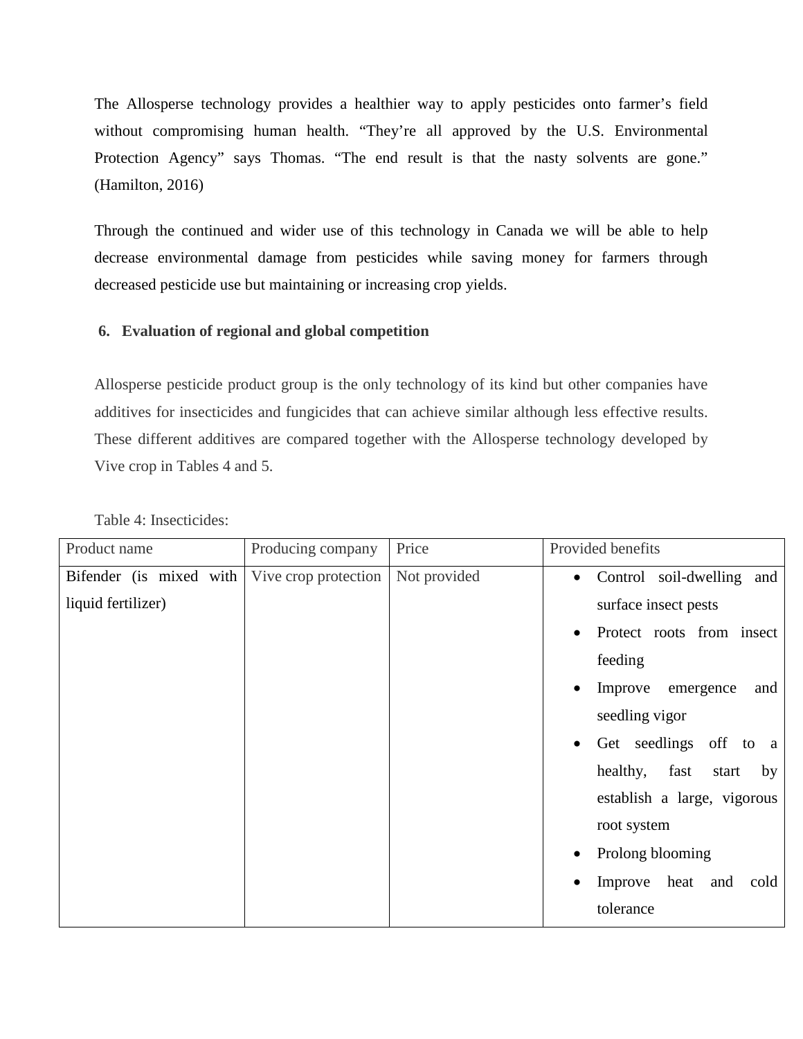The Allosperse technology provides a healthier way to apply pesticides onto farmer's field without compromising human health. "They're all approved by the U.S. Environmental Protection Agency" says Thomas. "The end result is that the nasty solvents are gone." (Hamilton, 2016)

Through the continued and wider use of this technology in Canada we will be able to help decrease environmental damage from pesticides while saving money for farmers through decreased pesticide use but maintaining or increasing crop yields.

## 6. Evaluation of regional and global competition

Allosperse pesticide product group is the only technology of its kind but other companies have additives for insecticides and fungicides that can achieve similar although less effective results. These different additives are compared together with the Allosperse technology developed by Vive crop in Tables 4 and 5.

Table 4: Insecticides:

| Product name | Producing company | Price | Provided benefits |
|---|---|---|---|
| Bifender (is mixed with liquid fertilizer) | Vive crop protection | Not provided | • Control soil-dwelling and surface insect pests<br>• Protect roots from insect feeding<br>• Improve emergence and seedling vigor<br>• Get seedlings off to a healthy, fast start by establish a large, vigorous root system<br>• Prolong blooming<br>• Improve heat and cold tolerance |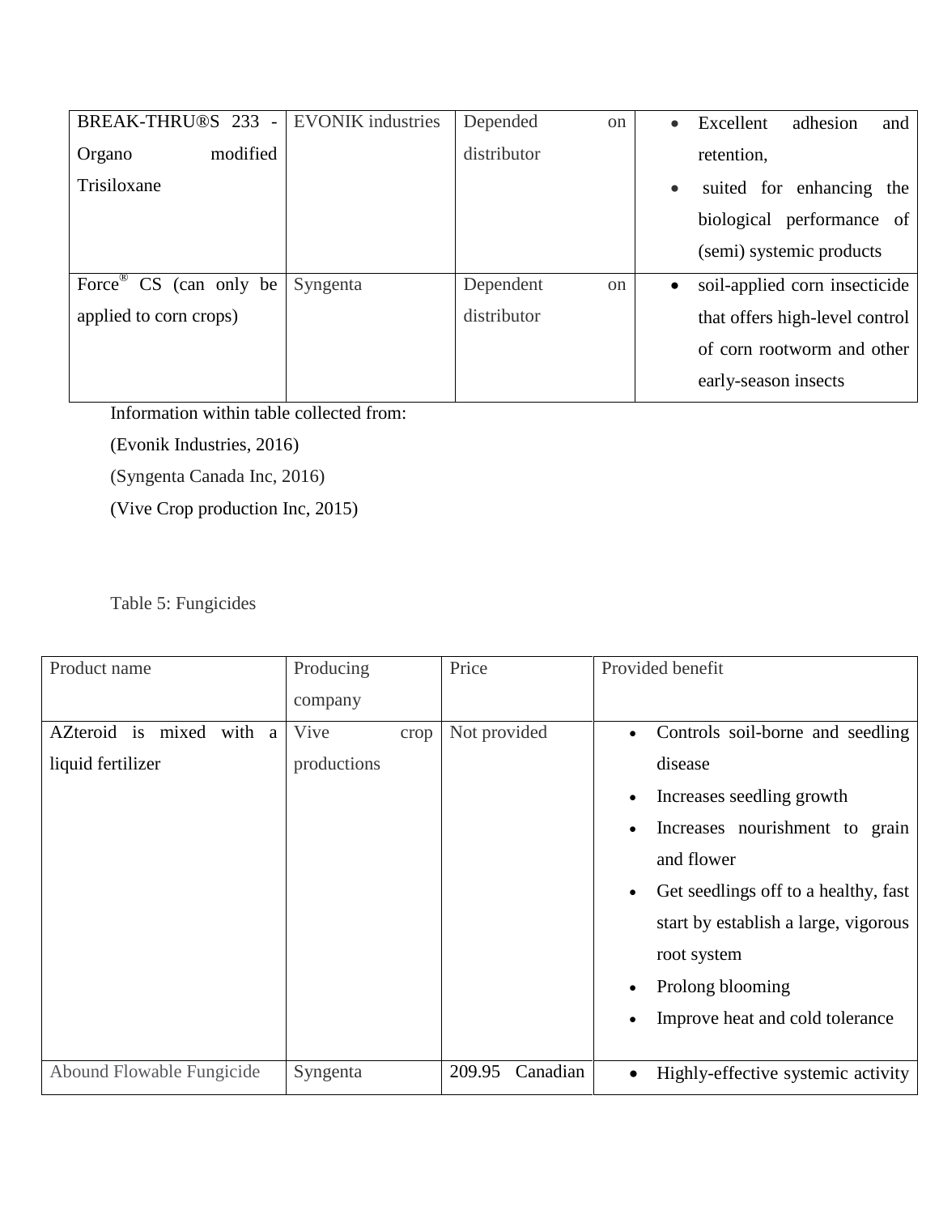| | | | |
|---|---|---|---|
| BREAK-THRU®S 233 - Organo modified Trisiloxane | EVONIK industries | Depended on distributor | • Excellent adhesion and retention,<br>• suited for enhancing the biological performance of (semi) systemic products |
| Force® CS (can only be applied to corn crops) | Syngenta | Dependent on distributor | • soil-applied corn insecticide that offers high-level control of corn rootworm and other early-season insects |

Information within table collected from:

(Evonik Industries, 2016)

(Syngenta Canada Inc, 2016)

(Vive Crop production Inc, 2015)

Table 5: Fungicides

| Product name | Producing company | Price | Provided benefit |
|---|---|---|---|
| AZteroid is mixed with a liquid fertilizer | Vive crop productions | Not provided | • Controls soil-borne and seedling disease<br>• Increases seedling growth<br>• Increases nourishment to grain and flower<br>• Get seedlings off to a healthy, fast start by establish a large, vigorous root system<br>• Prolong blooming<br>• Improve heat and cold tolerance |
| Abound Flowable Fungicide | Syngenta | 209.95 Canadian | • Highly-effective systemic activity |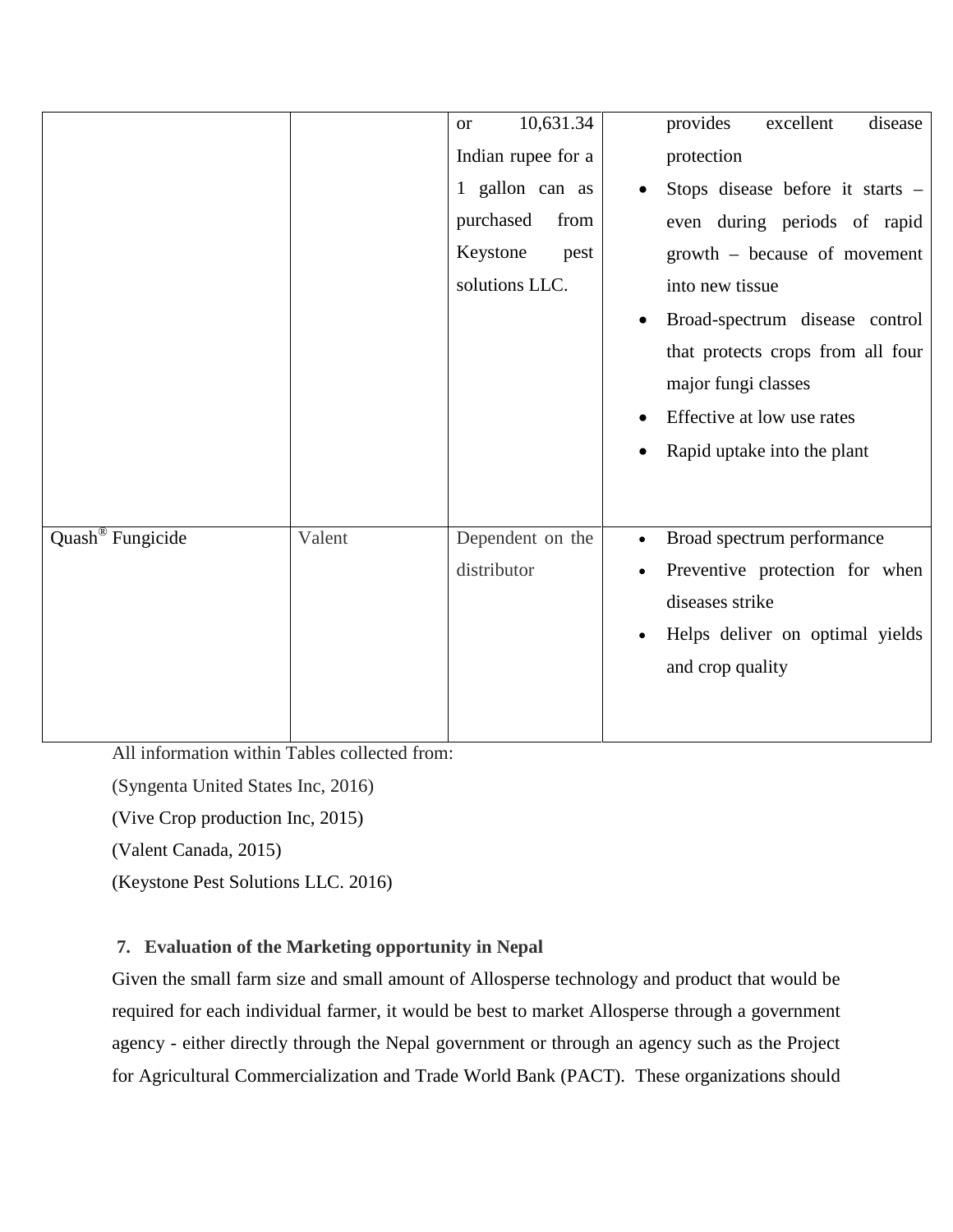| | | | |
|---|---|---|---|
| | | or 10,631.34 Indian rupee for a 1 gallon can as purchased from Keystone pest solutions LLC. | provides excellent disease protection<br>• Stops disease before it starts – even during periods of rapid growth – because of movement into new tissue<br>• Broad-spectrum disease control that protects crops from all four major fungi classes<br>• Effective at low use rates<br>• Rapid uptake into the plant |
| Quash® Fungicide | Valent | Dependent on the distributor | • Broad spectrum performance<br>• Preventive protection for when diseases strike<br>• Helps deliver on optimal yields and crop quality |

All information within Tables collected from:

(Syngenta United States Inc, 2016)

(Vive Crop production Inc, 2015)

(Valent Canada, 2015)

(Keystone Pest Solutions LLC. 2016)

## 7. Evaluation of the Marketing opportunity in Nepal

Given the small farm size and small amount of Allosperse technology and product that would be required for each individual farmer, it would be best to market Allosperse through a government agency - either directly through the Nepal government or through an agency such as the Project for Agricultural Commercialization and Trade World Bank (PACT). These organizations should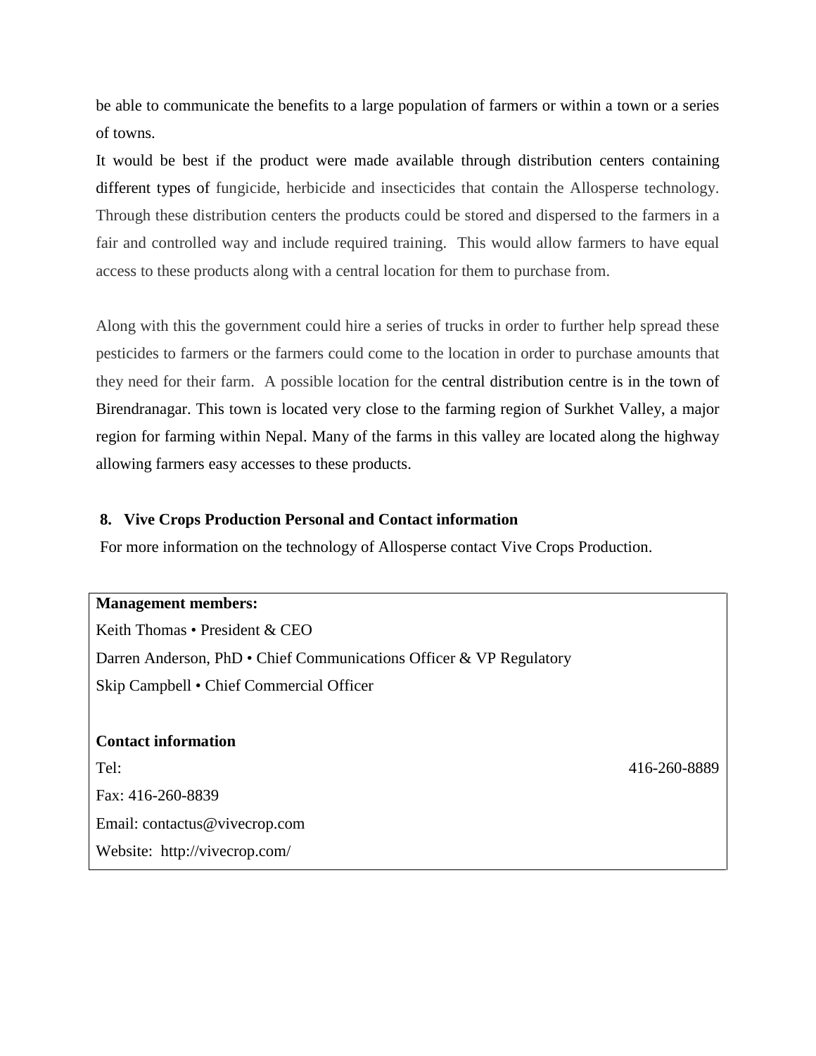be able to communicate the benefits to a large population of farmers or within a town or a series of towns.

It would be best if the product were made available through distribution centers containing different types of fungicide, herbicide and insecticides that contain the Allosperse technology. Through these distribution centers the products could be stored and dispersed to the farmers in a fair and controlled way and include required training. This would allow farmers to have equal access to these products along with a central location for them to purchase from.

Along with this the government could hire a series of trucks in order to further help spread these pesticides to farmers or the farmers could come to the location in order to purchase amounts that they need for their farm. A possible location for the central distribution centre is in the town of Birendranagar. This town is located very close to the farming region of Surkhet Valley, a major region for farming within Nepal. Many of the farms in this valley are located along the highway allowing farmers easy accesses to these products.

## 8. Vive Crops Production Personal and Contact information

For more information on the technology of Allosperse contact Vive Crops Production.

**Management members:**

Keith Thomas • President & CEO

Darren Anderson, PhD • Chief Communications Officer & VP Regulatory

Skip Campbell • Chief Commercial Officer

**Contact information**

Tel: 416-260-8889

Fax: 416-260-8839

Email: contactus@vivecrop.com

Website: http://vivecrop.com/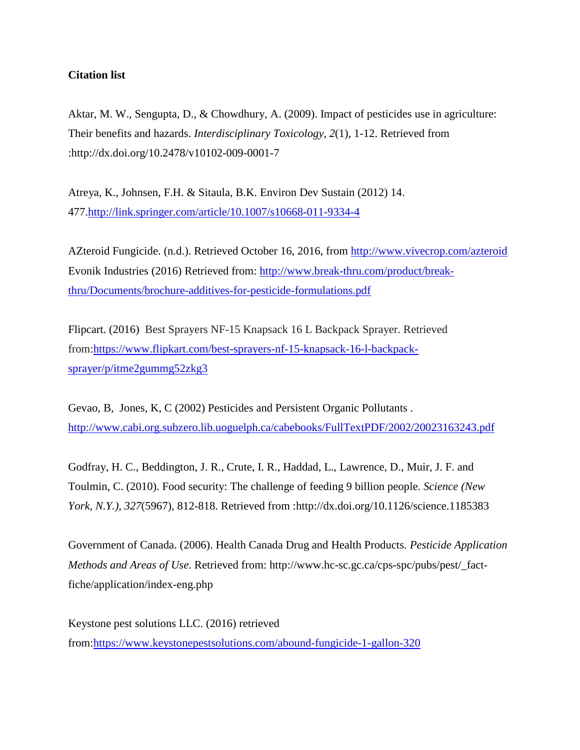**Citation list**

Aktar, M. W., Sengupta, D., & Chowdhury, A. (2009). Impact of pesticides use in agriculture: Their benefits and hazards. *Interdisciplinary Toxicology, 2*(1), 1-12. Retrieved from :http://dx.doi.org/10.2478/v10102-009-0001-7

Atreya, K., Johnsen, F.H. & Sitaula, B.K. Environ Dev Sustain (2012) 14. 477.http://link.springer.com/article/10.1007/s10668-011-9334-4

AZteroid Fungicide. (n.d.). Retrieved October 16, 2016, from http://www.vivecrop.com/azteroid
Evonik Industries (2016) Retrieved from: http://www.break-thru.com/product/break-thru/Documents/brochure-additives-for-pesticide-formulations.pdf

Flipcart. (2016) Best Sprayers NF-15 Knapsack 16 L Backpack Sprayer. Retrieved from:https://www.flipkart.com/best-sprayers-nf-15-knapsack-16-l-backpack-sprayer/p/itme2gummg52zkg3

Gevao, B, Jones, K, C (2002) Pesticides and Persistent Organic Pollutants . http://www.cabi.org.subzero.lib.uoguelph.ca/cabebooks/FullTextPDF/2002/20023163243.pdf

Godfray, H. C., Beddington, J. R., Crute, I. R., Haddad, L., Lawrence, D., Muir, J. F. and Toulmin, C. (2010). Food security: The challenge of feeding 9 billion people. *Science (New York, N.Y.), 327*(5967), 812-818. Retrieved from :http://dx.doi.org/10.1126/science.1185383

Government of Canada. (2006). Health Canada Drug and Health Products. *Pesticide Application Methods and Areas of Use*. Retrieved from: http://www.hc-sc.gc.ca/cps-spc/pubs/pest/_fact-fiche/application/index-eng.php

Keystone pest solutions LLC. (2016) retrieved from:https://www.keystonepestsolutions.com/abound-fungicide-1-gallon-320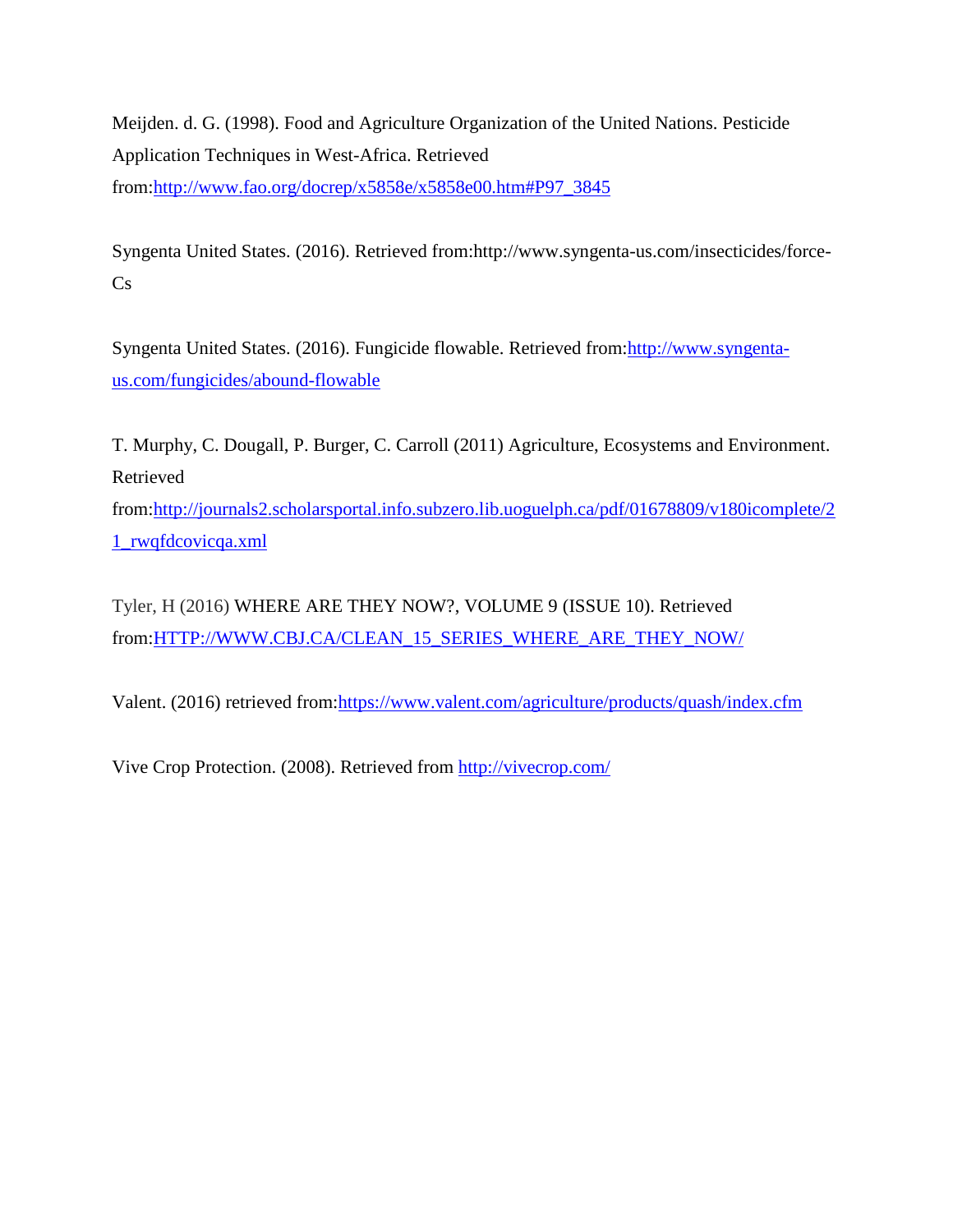Meijden. d. G. (1998). Food and Agriculture Organization of the United Nations. Pesticide Application Techniques in West-Africa. Retrieved from:http://www.fao.org/docrep/x5858e/x5858e00.htm#P97_3845

Syngenta United States. (2016). Retrieved from:http://www.syngenta-us.com/insecticides/force-Cs

Syngenta United States. (2016). Fungicide flowable. Retrieved from:http://www.syngenta-us.com/fungicides/abound-flowable

T. Murphy, C. Dougall, P. Burger, C. Carroll (2011) Agriculture, Ecosystems and Environment. Retrieved from:http://journals2.scholarsportal.info.subzero.lib.uoguelph.ca/pdf/01678809/v180icomplete/21_rwqfdcovicqa.xml

Tyler, H (2016) WHERE ARE THEY NOW?, VOLUME 9 (ISSUE 10). Retrieved from:HTTP://WWW.CBJ.CA/CLEAN_15_SERIES_WHERE_ARE_THEY_NOW/

Valent. (2016) retrieved from:https://www.valent.com/agriculture/products/quash/index.cfm

Vive Crop Protection. (2008). Retrieved from http://vivecrop.com/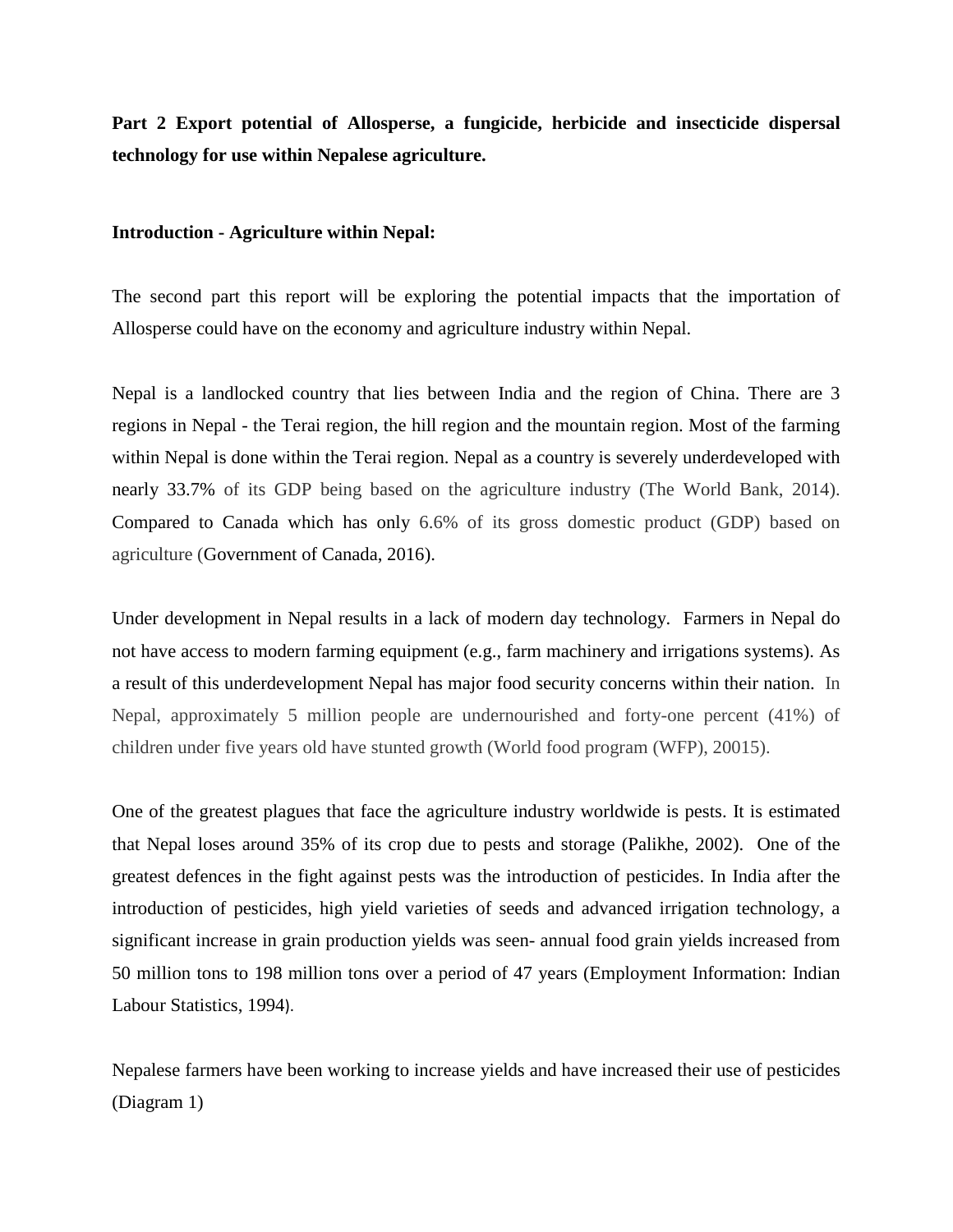**Part 2 Export potential of Allosperse, a fungicide, herbicide and insecticide dispersal technology for use within Nepalese agriculture.**

**Introduction - Agriculture within Nepal:**

The second part this report will be exploring the potential impacts that the importation of Allosperse could have on the economy and agriculture industry within Nepal.

Nepal is a landlocked country that lies between India and the region of China. There are 3 regions in Nepal - the Terai region, the hill region and the mountain region. Most of the farming within Nepal is done within the Terai region. Nepal as a country is severely underdeveloped with nearly 33.7% of its GDP being based on the agriculture industry (The World Bank, 2014). Compared to Canada which has only 6.6% of its gross domestic product (GDP) based on agriculture (Government of Canada, 2016).

Under development in Nepal results in a lack of modern day technology. Farmers in Nepal do not have access to modern farming equipment (e.g., farm machinery and irrigations systems). As a result of this underdevelopment Nepal has major food security concerns within their nation. In Nepal, approximately 5 million people are undernourished and forty-one percent (41%) of children under five years old have stunted growth (World food program (WFP), 20015).

One of the greatest plagues that face the agriculture industry worldwide is pests. It is estimated that Nepal loses around 35% of its crop due to pests and storage (Palikhe, 2002). One of the greatest defences in the fight against pests was the introduction of pesticides. In India after the introduction of pesticides, high yield varieties of seeds and advanced irrigation technology, a significant increase in grain production yields was seen- annual food grain yields increased from 50 million tons to 198 million tons over a period of 47 years (Employment Information: Indian Labour Statistics, 1994).

Nepalese farmers have been working to increase yields and have increased their use of pesticides (Diagram 1)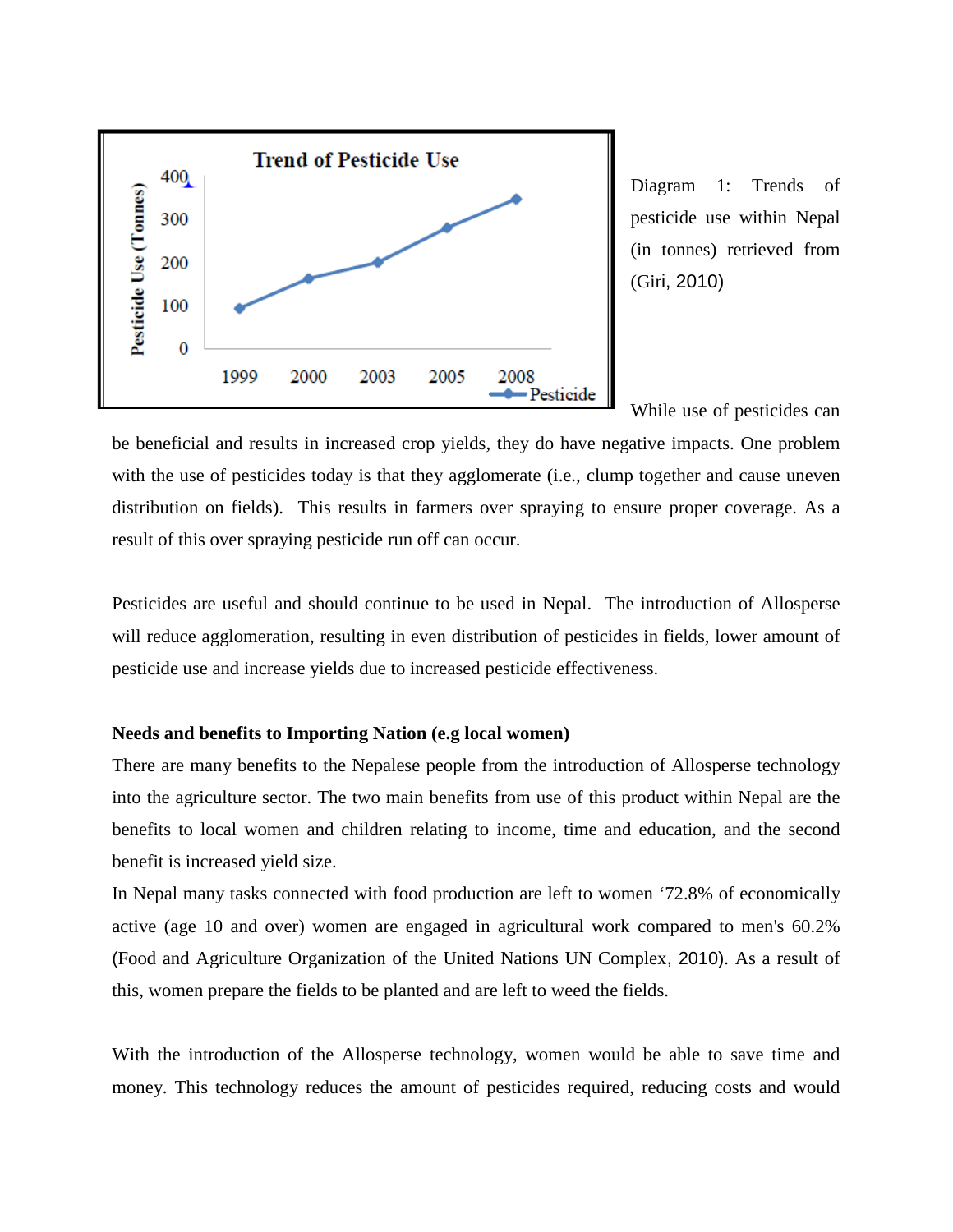Diagram 1: Trends of pesticide use within Nepal (in tonnes) retrieved from (Giri, 2010)

While use of pesticides can be beneficial and results in increased crop yields, they do have negative impacts. One problem with the use of pesticides today is that they agglomerate (i.e., clump together and cause uneven distribution on fields). This results in farmers over spraying to ensure proper coverage. As a result of this over spraying pesticide run off can occur.

Pesticides are useful and should continue to be used in Nepal. The introduction of Allosperse will reduce agglomeration, resulting in even distribution of pesticides in fields, lower amount of pesticide use and increase yields due to increased pesticide effectiveness.

**Needs and benefits to Importing Nation (e.g local women)**

There are many benefits to the Nepalese people from the introduction of Allosperse technology into the agriculture sector. The two main benefits from use of this product within Nepal are the benefits to local women and children relating to income, time and education, and the second benefit is increased yield size.

In Nepal many tasks connected with food production are left to women '72.8% of economically active (age 10 and over) women are engaged in agricultural work compared to men's 60.2% (Food and Agriculture Organization of the United Nations UN Complex, 2010). As a result of this, women prepare the fields to be planted and are left to weed the fields.

With the introduction of the Allosperse technology, women would be able to save time and money. This technology reduces the amount of pesticides required, reducing costs and would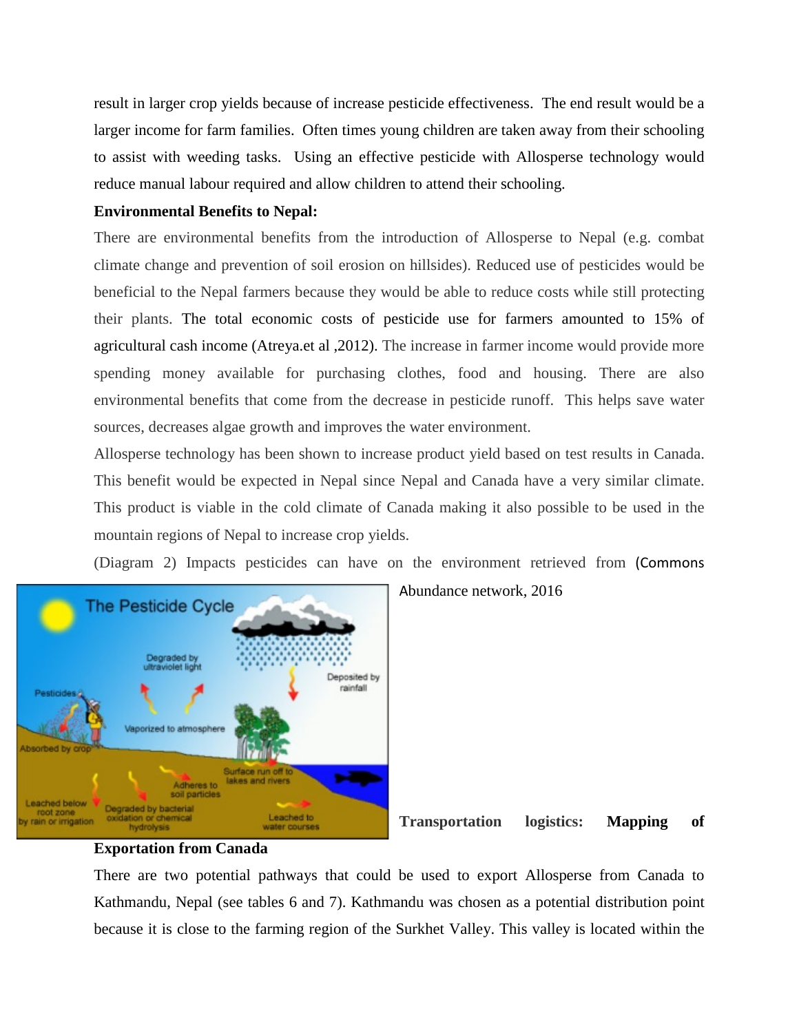result in larger crop yields because of increase pesticide effectiveness. The end result would be a larger income for farm families. Often times young children are taken away from their schooling to assist with weeding tasks. Using an effective pesticide with Allosperse technology would reduce manual labour required and allow children to attend their schooling.

**Environmental Benefits to Nepal:**

There are environmental benefits from the introduction of Allosperse to Nepal (e.g. combat climate change and prevention of soil erosion on hillsides). Reduced use of pesticides would be beneficial to the Nepal farmers because they would be able to reduce costs while still protecting their plants. The total economic costs of pesticide use for farmers amounted to 15% of agricultural cash income (Atreya.et al ,2012). The increase in farmer income would provide more spending money available for purchasing clothes, food and housing. There are also environmental benefits that come from the decrease in pesticide runoff. This helps save water sources, decreases algae growth and improves the water environment.

Allosperse technology has been shown to increase product yield based on test results in Canada. This benefit would be expected in Nepal since Nepal and Canada have a very similar climate. This product is viable in the cold climate of Canada making it also possible to be used in the mountain regions of Nepal to increase crop yields.

(Diagram 2) Impacts pesticides can have on the environment retrieved from (Commons Abundance network, 2016

**Transportation logistics: Mapping of Exportation from Canada**

There are two potential pathways that could be used to export Allosperse from Canada to Kathmandu, Nepal (see tables 6 and 7). Kathmandu was chosen as a potential distribution point because it is close to the farming region of the Surkhet Valley. This valley is located within the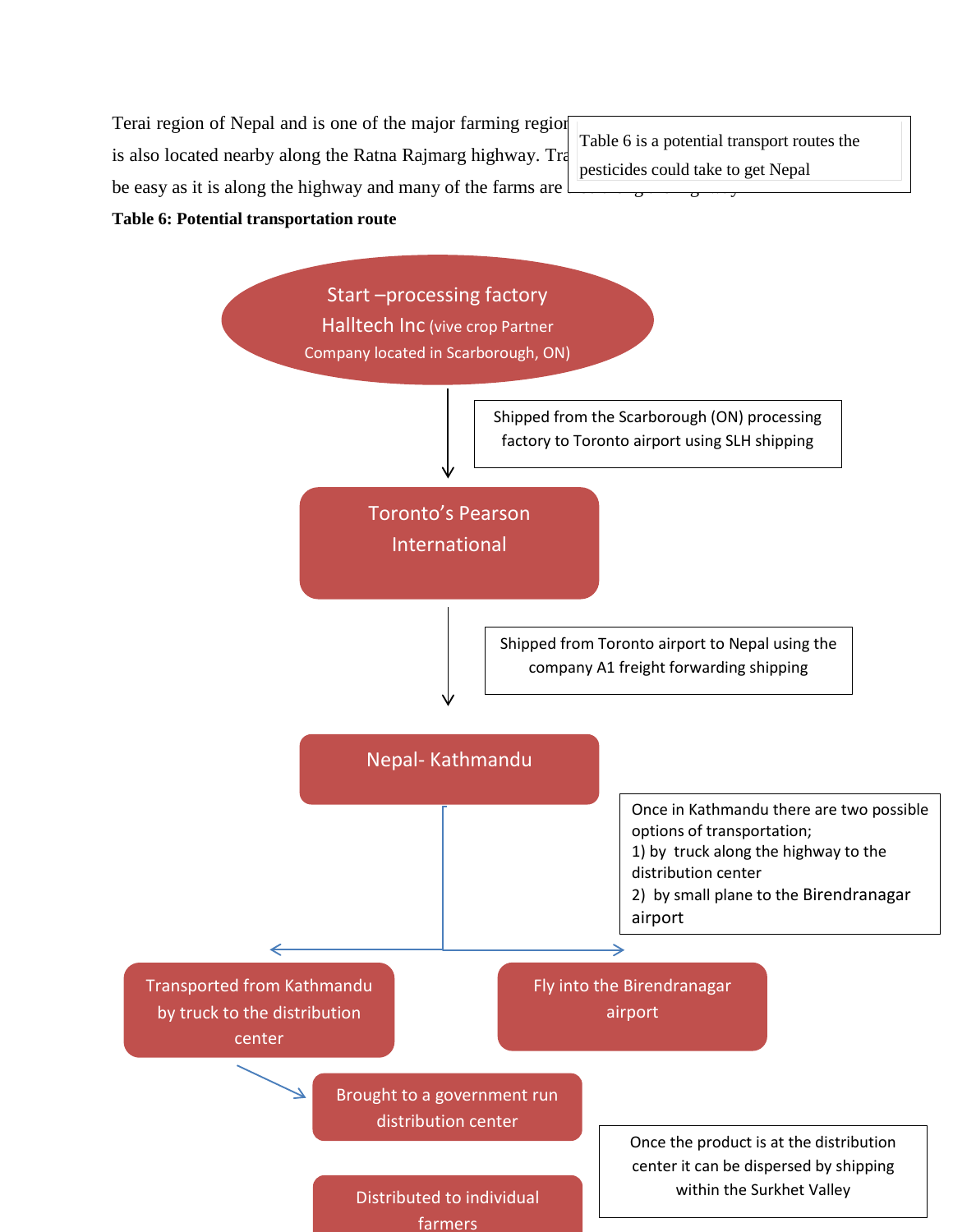Terai region of Nepal and is one of the major farming region is also located nearby along the Ratna Rajmarg highway. Tra be easy as it is along the highway and many of the farms are

Table 6 is a potential transport routes the pesticides could take to get Nepal

**Table 6: Potential transportation route**

Start –processing factory
Halltech Inc (vive crop Partner Company located in Scarborough, ON)

↓ Shipped from the Scarborough (ON) processing factory to Toronto airport using SLH shipping

Toronto's Pearson International

↓ Shipped from Toronto airport to Nepal using the company A1 freight forwarding shipping

Nepal- Kathmandu

Once in Kathmandu there are two possible options of transportation;
1) by truck along the highway to the distribution center
2) by small plane to the Birendranagar airport

Transported from Kathmandu by truck to the distribution center

Fly into the Birendranagar airport

Brought to a government run distribution center

Once the product is at the distribution center it can be dispersed by shipping within the Surkhet Valley

Distributed to individual farmers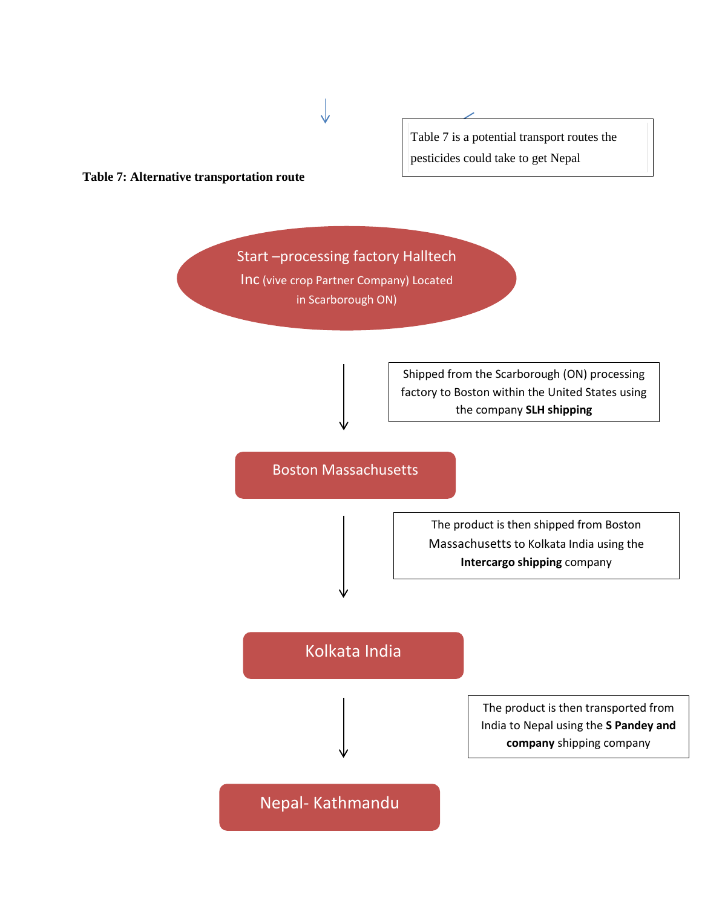Table 7 is a potential transport routes the pesticides could take to get Nepal

**Table 7: Alternative transportation route**

Start –processing factory Halltech Inc (vive crop Partner Company) Located in Scarborough ON)

↓

Shipped from the Scarborough (ON) processing factory to Boston within the United States using the company **SLH shipping**

Boston Massachusetts

↓

The product is then shipped from Boston Massachusetts to Kolkata India using the **Intercargo shipping** company

Kolkata India

↓

The product is then transported from India to Nepal using the **S Pandey and company** shipping company

Nepal- Kathmandu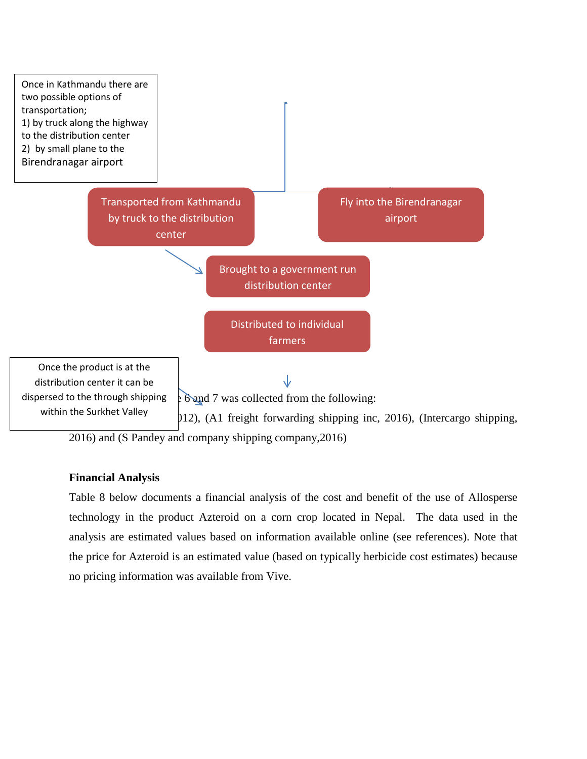Once in Kathmandu there are two possible options of transportation;
1) by truck along the highway to the distribution center
2) by small plane to the Birendranagar airport

Transported from Kathmandu by truck to the distribution center

Fly into the Birendranagar airport

Brought to a government run distribution center

Distributed to individual farmers

Once the product is at the distribution center it can be dispersed to the through shipping within the Surkhet Valley

…e 6 and 7 was collected from the following: …012), (A1 freight forwarding shipping inc, 2016), (Intercargo shipping, 2016) and (S Pandey and company shipping company,2016)

**Financial Analysis**

Table 8 below documents a financial analysis of the cost and benefit of the use of Allosperse technology in the product Azteroid on a corn crop located in Nepal. The data used in the analysis are estimated values based on information available online (see references). Note that the price for Azteroid is an estimated value (based on typically herbicide cost estimates) because no pricing information was available from Vive.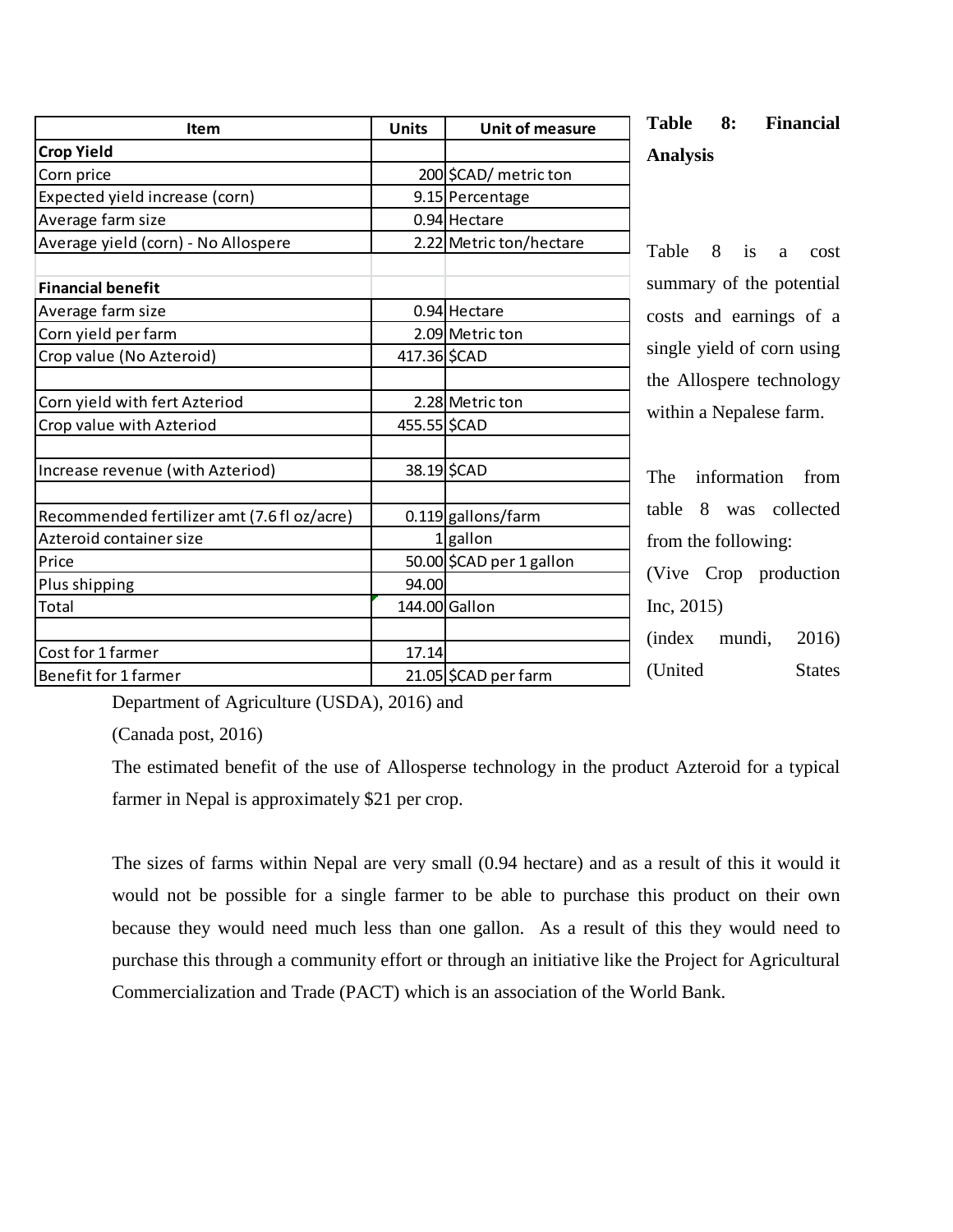| Item | Units | Unit of measure |
|---|---|---|
| **Crop Yield** | | |
| Corn price | 200 | $CAD/ metric ton |
| Expected yield increase (corn) | 9.15 | Percentage |
| Average farm size | 0.94 | Hectare |
| Average yield (corn) - No Allospere | 2.22 | Metric ton/hectare |
| | | |
| **Financial benefit** | | |
| Average farm size | 0.94 | Hectare |
| Corn yield per farm | 2.09 | Metric ton |
| Crop value (No Azteroid) | 417.36 | $CAD |
| | | |
| Corn yield with fert Azteriod | 2.28 | Metric ton |
| Crop value with Azteriod | 455.55 | $CAD |
| | | |
| Increase revenue (with Azteriod) | 38.19 | $CAD |
| | | |
| Recommended fertilizer amt (7.6 fl oz/acre) | 0.119 | gallons/farm |
| Azteroid container size | 1 | gallon |
| Price | 50.00 | $CAD per 1 gallon |
| Plus shipping | 94.00 | |
| Total | 144.00 | Gallon |
| | | |
| Cost for 1 farmer | 17.14 | |
| Benefit for 1 farmer | 21.05 | $CAD per farm |

**Table 8: Financial Analysis**

Table 8 is a cost summary of the potential costs and earnings of a single yield of corn using the Allospere technology within a Nepalese farm.

The information from table 8 was collected from the following:

(Vive Crop production Inc, 2015)

(index mundi, 2016)

(United States Department of Agriculture (USDA), 2016) and

(Canada post, 2016)

The estimated benefit of the use of Allosperse technology in the product Azteroid for a typical farmer in Nepal is approximately $21 per crop.

The sizes of farms within Nepal are very small (0.94 hectare) and as a result of this it would it would not be possible for a single farmer to be able to purchase this product on their own because they would need much less than one gallon. As a result of this they would need to purchase this through a community effort or through an initiative like the Project for Agricultural Commercialization and Trade (PACT) which is an association of the World Bank.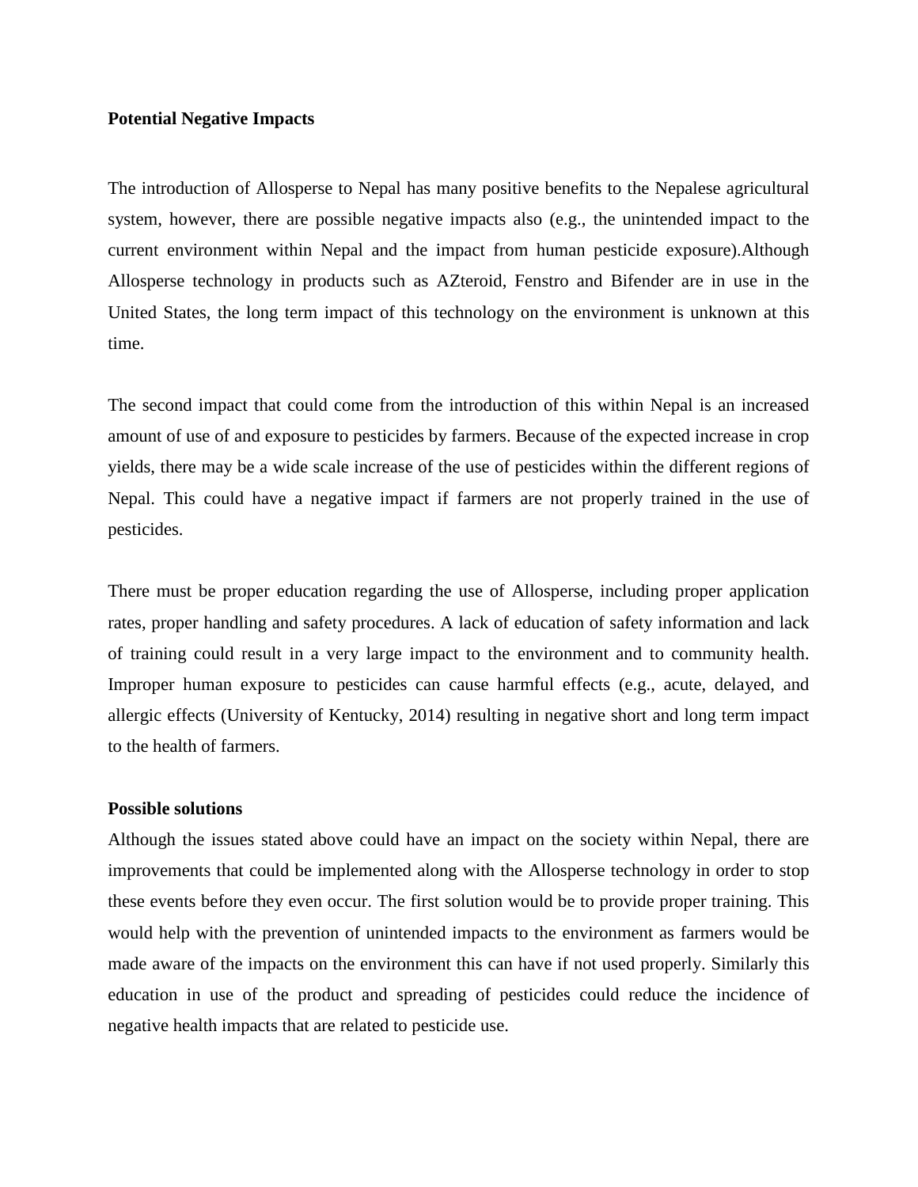**Potential Negative Impacts**

The introduction of Allosperse to Nepal has many positive benefits to the Nepalese agricultural system, however, there are possible negative impacts also (e.g., the unintended impact to the current environment within Nepal and the impact from human pesticide exposure).Although Allosperse technology in products such as AZteroid, Fenstro and Bifender are in use in the United States, the long term impact of this technology on the environment is unknown at this time.

The second impact that could come from the introduction of this within Nepal is an increased amount of use of and exposure to pesticides by farmers. Because of the expected increase in crop yields, there may be a wide scale increase of the use of pesticides within the different regions of Nepal. This could have a negative impact if farmers are not properly trained in the use of pesticides.

There must be proper education regarding the use of Allosperse, including proper application rates, proper handling and safety procedures. A lack of education of safety information and lack of training could result in a very large impact to the environment and to community health. Improper human exposure to pesticides can cause harmful effects (e.g., acute, delayed, and allergic effects (University of Kentucky, 2014) resulting in negative short and long term impact to the health of farmers.

**Possible solutions**

Although the issues stated above could have an impact on the society within Nepal, there are improvements that could be implemented along with the Allosperse technology in order to stop these events before they even occur. The first solution would be to provide proper training. This would help with the prevention of unintended impacts to the environment as farmers would be made aware of the impacts on the environment this can have if not used properly. Similarly this education in use of the product and spreading of pesticides could reduce the incidence of negative health impacts that are related to pesticide use.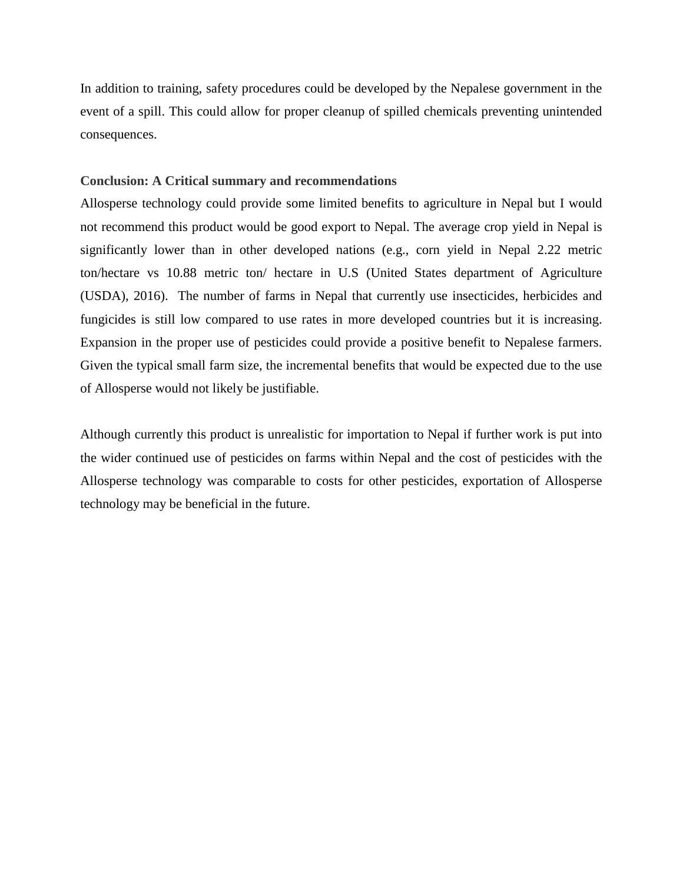In addition to training, safety procedures could be developed by the Nepalese government in the event of a spill. This could allow for proper cleanup of spilled chemicals preventing unintended consequences.

**Conclusion: A Critical summary and recommendations**

Allosperse technology could provide some limited benefits to agriculture in Nepal but I would not recommend this product would be good export to Nepal. The average crop yield in Nepal is significantly lower than in other developed nations (e.g., corn yield in Nepal 2.22 metric ton/hectare vs 10.88 metric ton/ hectare in U.S (United States department of Agriculture (USDA), 2016). The number of farms in Nepal that currently use insecticides, herbicides and fungicides is still low compared to use rates in more developed countries but it is increasing. Expansion in the proper use of pesticides could provide a positive benefit to Nepalese farmers. Given the typical small farm size, the incremental benefits that would be expected due to the use of Allosperse would not likely be justifiable.

Although currently this product is unrealistic for importation to Nepal if further work is put into the wider continued use of pesticides on farms within Nepal and the cost of pesticides with the Allosperse technology was comparable to costs for other pesticides, exportation of Allosperse technology may be beneficial in the future.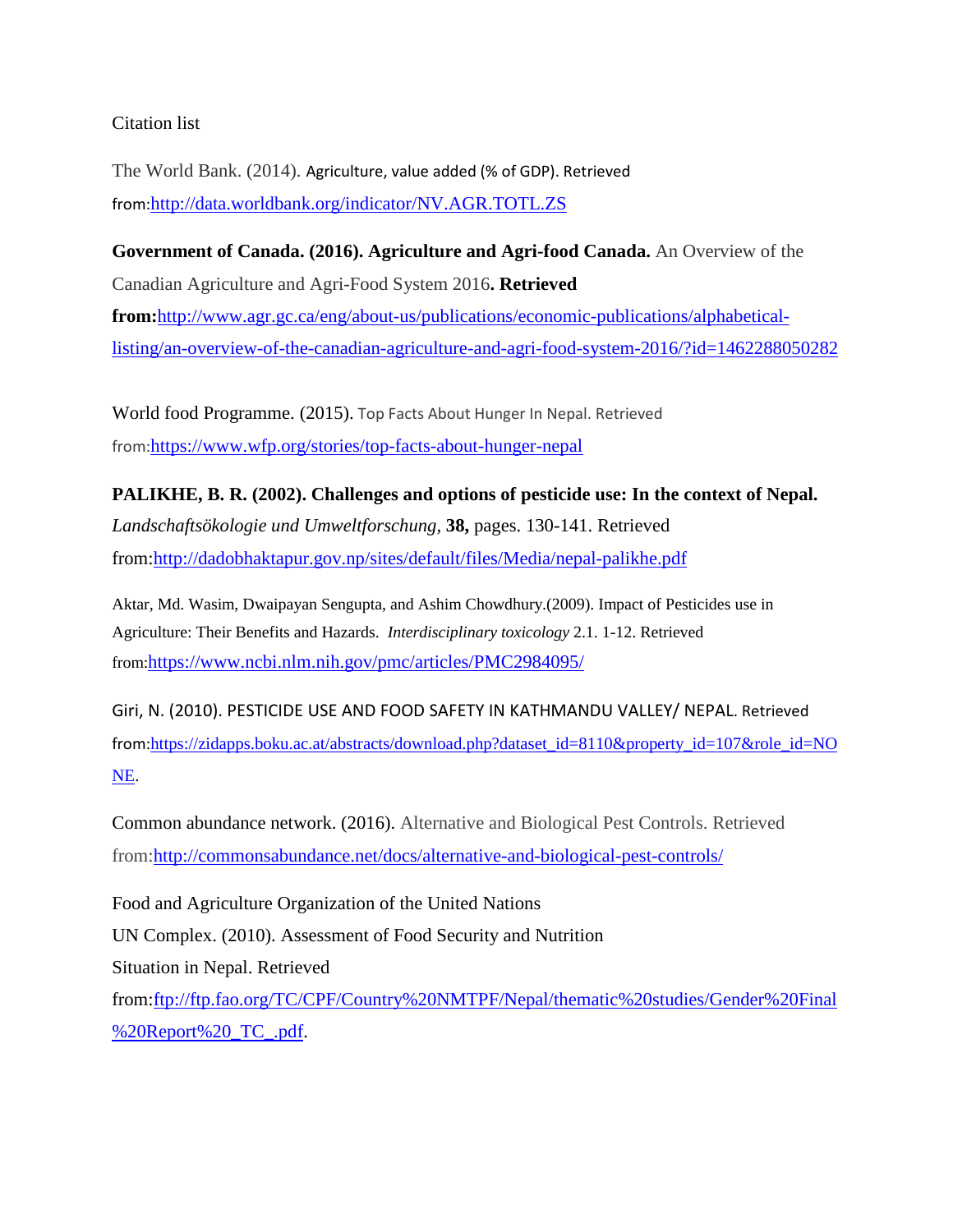Citation list

The World Bank. (2014). Agriculture, value added (% of GDP). Retrieved from:http://data.worldbank.org/indicator/NV.AGR.TOTL.ZS

**Government of Canada. (2016). Agriculture and Agri-food Canada.** An Overview of the Canadian Agriculture and Agri-Food System 2016**. Retrieved from:**http://www.agr.gc.ca/eng/about-us/publications/economic-publications/alphabetical-listing/an-overview-of-the-canadian-agriculture-and-agri-food-system-2016/?id=1462288050282

World food Programme. (2015). Top Facts About Hunger In Nepal. Retrieved from:https://www.wfp.org/stories/top-facts-about-hunger-nepal

**PALIKHE, B. R. (2002). Challenges and options of pesticide use: In the context of Nepal.** *Landschaftsökologie und Umweltforschung*, **38,** pages. 130-141. Retrieved from:http://dadobhaktapur.gov.np/sites/default/files/Media/nepal-palikhe.pdf

Aktar, Md. Wasim, Dwaipayan Sengupta, and Ashim Chowdhury.(2009). Impact of Pesticides use in Agriculture: Their Benefits and Hazards. *Interdisciplinary toxicology* 2.1. 1-12. Retrieved from:https://www.ncbi.nlm.nih.gov/pmc/articles/PMC2984095/

Giri, N. (2010). PESTICIDE USE AND FOOD SAFETY IN KATHMANDU VALLEY/ NEPAL. Retrieved from:https://zidapps.boku.ac.at/abstracts/download.php?dataset_id=8110&property_id=107&role_id=NONE.

Common abundance network. (2016). Alternative and Biological Pest Controls. Retrieved from:http://commonsabundance.net/docs/alternative-and-biological-pest-controls/

Food and Agriculture Organization of the United Nations
UN Complex. (2010). Assessment of Food Security and Nutrition
Situation in Nepal. Retrieved
from:ftp://ftp.fao.org/TC/CPF/Country%20NMTPF/Nepal/thematic%20studies/Gender%20Final%20Report%20_TC_.pdf.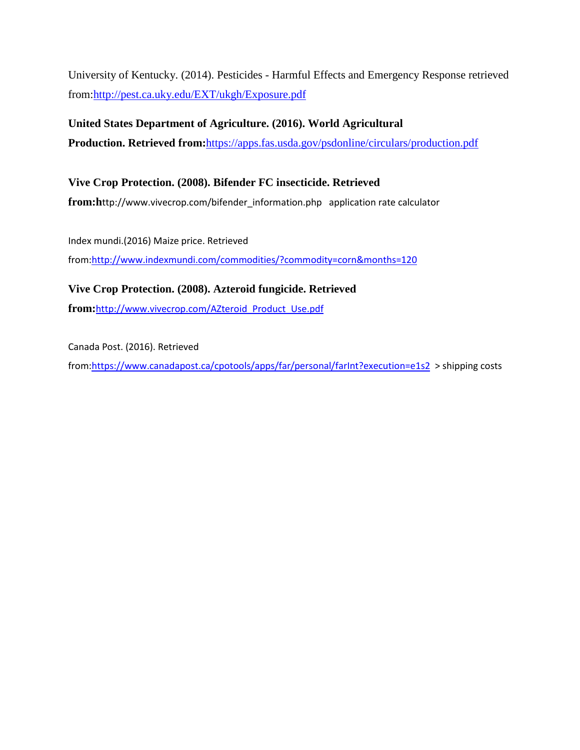University of Kentucky. (2014). Pesticides - Harmful Effects and Emergency Response retrieved from:http://pest.ca.uky.edu/EXT/ukgh/Exposure.pdf

**United States Department of Agriculture. (2016). World Agricultural Production. Retrieved from:**https://apps.fas.usda.gov/psdonline/circulars/production.pdf

**Vive Crop Protection. (2008). Bifender FC insecticide. Retrieved from:h**ttp://www.vivecrop.com/bifender_information.php application rate calculator

Index mundi.(2016) Maize price. Retrieved from:http://www.indexmundi.com/commodities/?commodity=corn&months=120

**Vive Crop Protection. (2008). Azteroid fungicide. Retrieved from:**http://www.vivecrop.com/AZteroid_Product_Use.pdf

Canada Post. (2016). Retrieved from:https://www.canadapost.ca/cpotools/apps/far/personal/farInt?execution=e1s2 > shipping costs